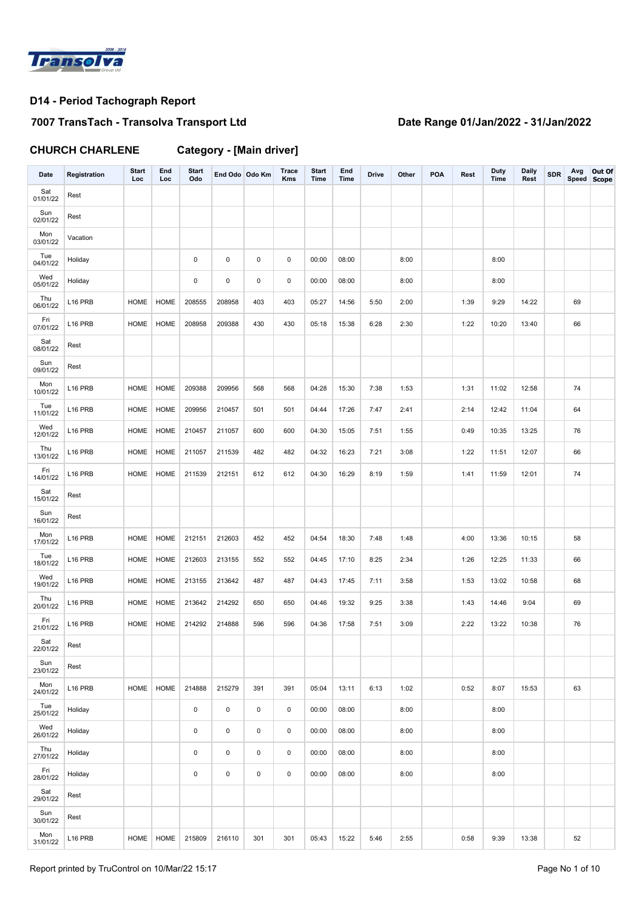Transolva Group Ltd 2008 - 2018

## D14 - Period Tachograph Report

### 7007 TransTach - Transolva Transport Ltd

### Date Range 01/Jan/2022 - 31/Jan/2022

### CHURCH CHARLENE Category - [Main driver]

| Date | Registration | Start Loc | End Loc | Start Odo | End Odo | Odo Km | Trace Kms | Start Time | End Time | Drive | Other | POA | Rest | Duty Time | Daily Rest | SDR | Avg Speed | Out Of Scope |
|---|---|---|---|---|---|---|---|---|---|---|---|---|---|---|---|---|---|---|
| Sat 01/01/22 | Rest | | | | | | | | | | | | | | | | | |
| Sun 02/01/22 | Rest | | | | | | | | | | | | | | | | | |
| Mon 03/01/22 | Vacation | | | | | | | | | | | | | | | | | |
| Tue 04/01/22 | Holiday | | | 0 | 0 | 0 | 0 | 00:00 | 08:00 | | 8:00 | | | 8:00 | | | | |
| Wed 05/01/22 | Holiday | | | 0 | 0 | 0 | 0 | 00:00 | 08:00 | | 8:00 | | | 8:00 | | | | |
| Thu 06/01/22 | L16 PRB | HOME | HOME | 208555 | 208958 | 403 | 403 | 05:27 | 14:56 | 5:50 | 2:00 | | 1:39 | 9:29 | 14:22 | | 69 | |
| Fri 07/01/22 | L16 PRB | HOME | HOME | 208958 | 209388 | 430 | 430 | 05:18 | 15:38 | 6:28 | 2:30 | | 1:22 | 10:20 | 13:40 | | 66 | |
| Sat 08/01/22 | Rest | | | | | | | | | | | | | | | | | |
| Sun 09/01/22 | Rest | | | | | | | | | | | | | | | | | |
| Mon 10/01/22 | L16 PRB | HOME | HOME | 209388 | 209956 | 568 | 568 | 04:28 | 15:30 | 7:38 | 1:53 | | 1:31 | 11:02 | 12:58 | | 74 | |
| Tue 11/01/22 | L16 PRB | HOME | HOME | 209956 | 210457 | 501 | 501 | 04:44 | 17:26 | 7:47 | 2:41 | | 2:14 | 12:42 | 11:04 | | 64 | |
| Wed 12/01/22 | L16 PRB | HOME | HOME | 210457 | 211057 | 600 | 600 | 04:30 | 15:05 | 7:51 | 1:55 | | 0:49 | 10:35 | 13:25 | | 76 | |
| Thu 13/01/22 | L16 PRB | HOME | HOME | 211057 | 211539 | 482 | 482 | 04:32 | 16:23 | 7:21 | 3:08 | | 1:22 | 11:51 | 12:07 | | 66 | |
| Fri 14/01/22 | L16 PRB | HOME | HOME | 211539 | 212151 | 612 | 612 | 04:30 | 16:29 | 8:19 | 1:59 | | 1:41 | 11:59 | 12:01 | | 74 | |
| Sat 15/01/22 | Rest | | | | | | | | | | | | | | | | | |
| Sun 16/01/22 | Rest | | | | | | | | | | | | | | | | | |
| Mon 17/01/22 | L16 PRB | HOME | HOME | 212151 | 212603 | 452 | 452 | 04:54 | 18:30 | 7:48 | 1:48 | | 4:00 | 13:36 | 10:15 | | 58 | |
| Tue 18/01/22 | L16 PRB | HOME | HOME | 212603 | 213155 | 552 | 552 | 04:45 | 17:10 | 8:25 | 2:34 | | 1:26 | 12:25 | 11:33 | | 66 | |
| Wed 19/01/22 | L16 PRB | HOME | HOME | 213155 | 213642 | 487 | 487 | 04:43 | 17:45 | 7:11 | 3:58 | | 1:53 | 13:02 | 10:58 | | 68 | |
| Thu 20/01/22 | L16 PRB | HOME | HOME | 213642 | 214292 | 650 | 650 | 04:46 | 19:32 | 9:25 | 3:38 | | 1:43 | 14:46 | 9:04 | | 69 | |
| Fri 21/01/22 | L16 PRB | HOME | HOME | 214292 | 214888 | 596 | 596 | 04:36 | 17:58 | 7:51 | 3:09 | | 2:22 | 13:22 | 10:38 | | 76 | |
| Sat 22/01/22 | Rest | | | | | | | | | | | | | | | | | |
| Sun 23/01/22 | Rest | | | | | | | | | | | | | | | | | |
| Mon 24/01/22 | L16 PRB | HOME | HOME | 214888 | 215279 | 391 | 391 | 05:04 | 13:11 | 6:13 | 1:02 | | 0:52 | 8:07 | 15:53 | | 63 | |
| Tue 25/01/22 | Holiday | | | 0 | 0 | 0 | 0 | 00:00 | 08:00 | | 8:00 | | | 8:00 | | | | |
| Wed 26/01/22 | Holiday | | | 0 | 0 | 0 | 0 | 00:00 | 08:00 | | 8:00 | | | 8:00 | | | | |
| Thu 27/01/22 | Holiday | | | 0 | 0 | 0 | 0 | 00:00 | 08:00 | | 8:00 | | | 8:00 | | | | |
| Fri 28/01/22 | Holiday | | | 0 | 0 | 0 | 0 | 00:00 | 08:00 | | 8:00 | | | 8:00 | | | | |
| Sat 29/01/22 | Rest | | | | | | | | | | | | | | | | | |
| Sun 30/01/22 | Rest | | | | | | | | | | | | | | | | | |
| Mon 31/01/22 | L16 PRB | HOME | HOME | 215809 | 216110 | 301 | 301 | 05:43 | 15:22 | 5:46 | 2:55 | | 0:58 | 9:39 | 13:38 | | 52 | |

Report printed by TruControl on 10/Mar/22 15:17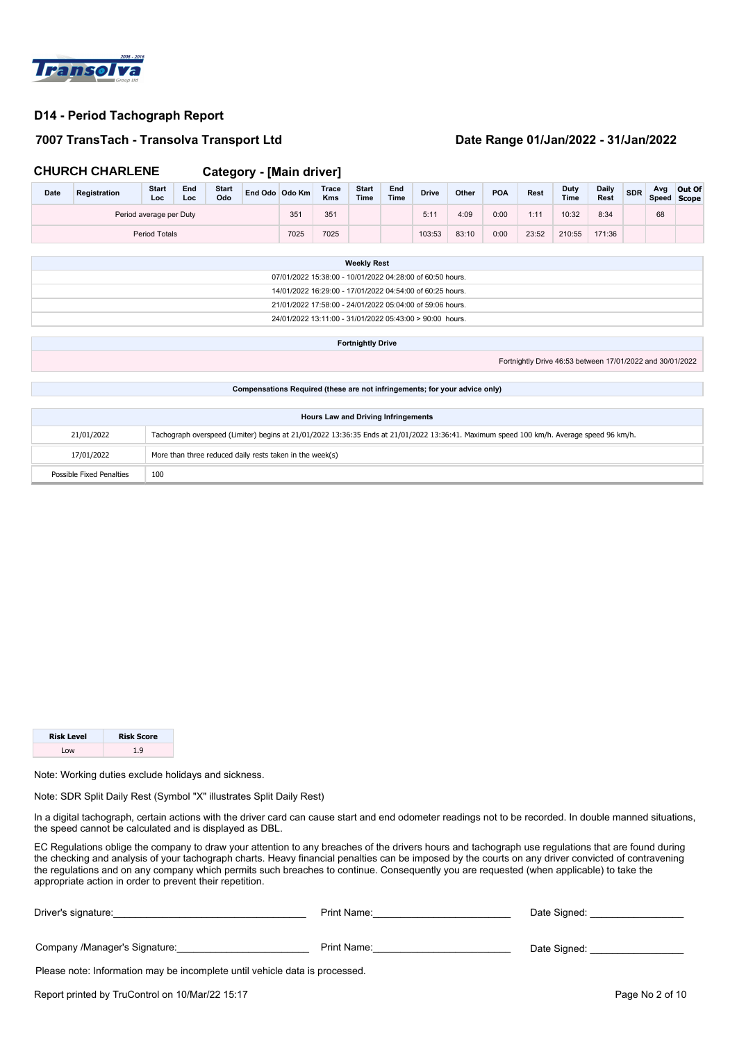## D14 - Period Tachograph Report

### 7007 TransTach - Transolva Transport Ltd

### Date Range 01/Jan/2022 - 31/Jan/2022

### CHURCH CHARLENE    Category - [Main driver]

| Date | Registration | Start Loc | End Loc | Start Odo | End Odo | Odo Km | Trace Kms | Start Time | End Time | Drive | Other | POA | Rest | Duty Time | Daily Rest | SDR | Avg Speed | Out Of Scope |
|---|---|---|---|---|---|---|---|---|---|---|---|---|---|---|---|---|---|---|
| Period average per Duty | | | | | | 351 | 351 | | | 5:11 | 4:09 | 0:00 | 1:11 | 10:32 | 8:34 | | 68 | |
| Period Totals | | | | | | 7025 | 7025 | | | 103:53 | 83:10 | 0:00 | 23:52 | 210:55 | 171:36 | | | |

| Weekly Rest |
|---|
| 07/01/2022 15:38:00 - 10/01/2022 04:28:00 of 60:50 hours. |
| 14/01/2022 16:29:00 - 17/01/2022 04:54:00 of 60:25 hours. |
| 21/01/2022 17:58:00 - 24/01/2022 05:04:00 of 59:06 hours. |
| 24/01/2022 13:11:00 - 31/01/2022 05:43:00 > 90:00 hours. |

| Fortnightly Drive |
|---|
| Fortnightly Drive 46:53 between 17/01/2022 and 30/01/2022 |

| Compensations Required (these are not infringements; for your advice only) |
|---|

| Hours Law and Driving Infringements | |
|---|---|
| 21/01/2022 | Tachograph overspeed (Limiter) begins at 21/01/2022 13:36:35 Ends at 21/01/2022 13:36:41. Maximum speed 100 km/h. Average speed 96 km/h. |
| 17/01/2022 | More than three reduced daily rests taken in the week(s) |
| Possible Fixed Penalties | 100 |

| Risk Level | Risk Score |
|---|---|
| Low | 1.9 |

Note: Working duties exclude holidays and sickness.

Note: SDR Split Daily Rest (Symbol "X" illustrates Split Daily Rest)

In a digital tachograph, certain actions with the driver card can cause start and end odometer readings not to be recorded. In double manned situations, the speed cannot be calculated and is displayed as DBL.

EC Regulations oblige the company to draw your attention to any breaches of the drivers hours and tachograph use regulations that are found during the checking and analysis of your tachograph charts. Heavy financial penalties can be imposed by the courts on any driver convicted of contravening the regulations and on any company which permits such breaches to continue. Consequently you are requested (when applicable) to take the appropriate action in order to prevent their repetition.

Driver's signature:\_\_\_\_\_\_\_\_\_\_\_\_\_\_\_\_\_\_\_\_ Print Name:\_\_\_\_\_\_\_\_\_\_\_\_\_\_\_\_\_\_\_\_ Date Signed: \_\_\_\_\_\_\_\_\_\_\_\_\_\_\_\_

Company /Manager's Signature:\_\_\_\_\_\_\_\_\_\_\_\_\_\_\_\_\_\_\_\_ Print Name:\_\_\_\_\_\_\_\_\_\_\_\_\_\_\_\_\_\_\_\_ Date Signed: \_\_\_\_\_\_\_\_\_\_\_\_\_\_\_\_

Please note: Information may be incomplete until vehicle data is processed.

Report printed by TruControl on 10/Mar/22 15:17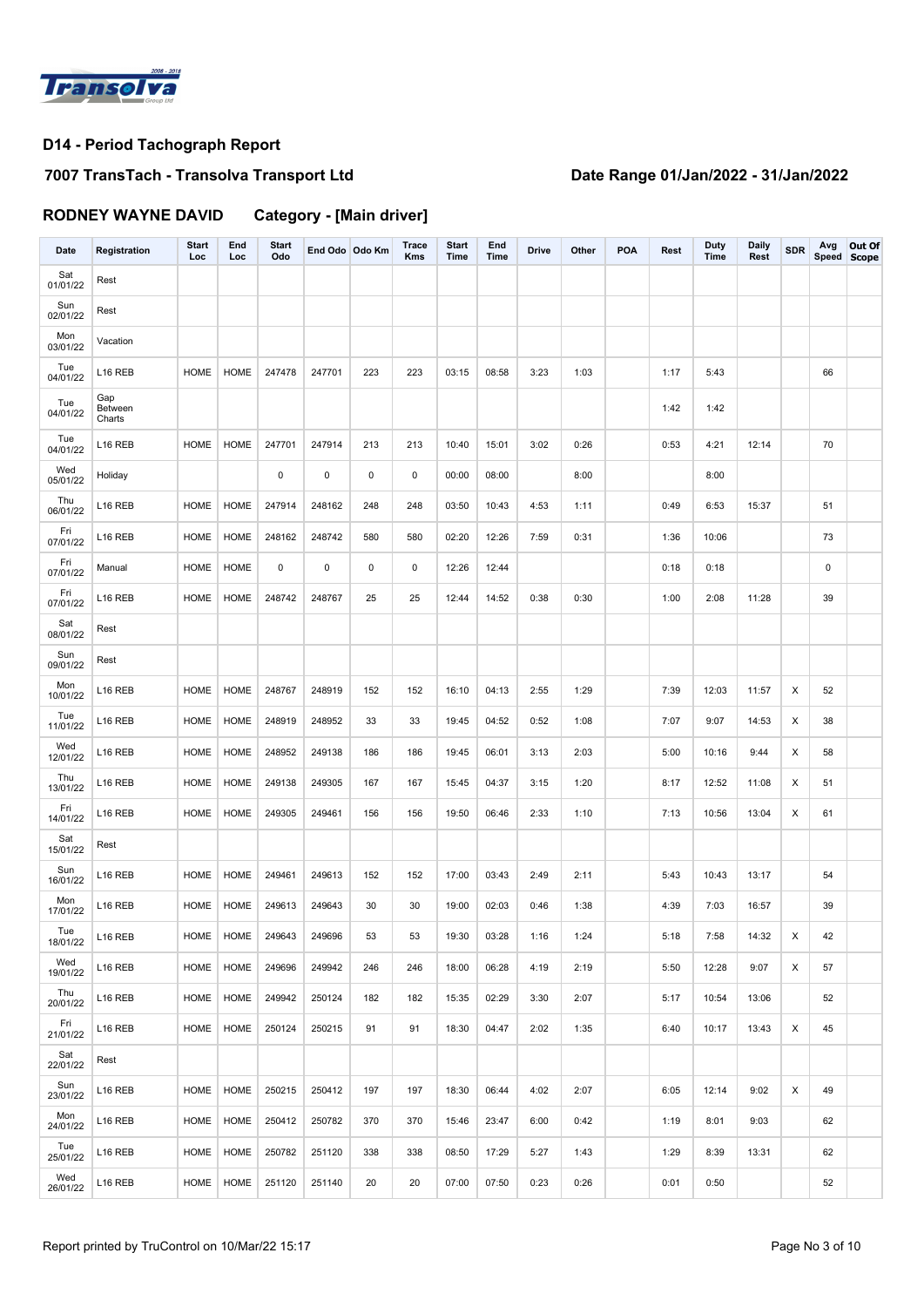Transolva Group Ltd 2008 - 2018

## D14 - Period Tachograph Report

### 7007 TransTach - Transolva Transport Ltd

### Date Range 01/Jan/2022 - 31/Jan/2022

**RODNEY WAYNE DAVID** **Category - [Main driver]**

| Date | Registration | Start Loc | End Loc | Start Odo | End Odo | Odo Km | Trace Kms | Start Time | End Time | Drive | Other | POA | Rest | Duty Time | Daily Rest | SDR | Avg Speed | Out Of Scope |
|---|---|---|---|---|---|---|---|---|---|---|---|---|---|---|---|---|---|---|
| Sat 01/01/22 | Rest | | | | | | | | | | | | | | | | | |
| Sun 02/01/22 | Rest | | | | | | | | | | | | | | | | | |
| Mon 03/01/22 | Vacation | | | | | | | | | | | | | | | | | |
| Tue 04/01/22 | L16 REB | HOME | HOME | 247478 | 247701 | 223 | 223 | 03:15 | 08:58 | 3:23 | 1:03 | | 1:17 | 5:43 | | | 66 | |
| Tue 04/01/22 | Gap Between Charts | | | | | | | | | | | | 1:42 | 1:42 | | | | |
| Tue 04/01/22 | L16 REB | HOME | HOME | 247701 | 247914 | 213 | 213 | 10:40 | 15:01 | 3:02 | 0:26 | | 0:53 | 4:21 | 12:14 | | 70 | |
| Wed 05/01/22 | Holiday | | | 0 | 0 | 0 | 0 | 00:00 | 08:00 | | 8:00 | | | 8:00 | | | | |
| Thu 06/01/22 | L16 REB | HOME | HOME | 247914 | 248162 | 248 | 248 | 03:50 | 10:43 | 4:53 | 1:11 | | 0:49 | 6:53 | 15:37 | | 51 | |
| Fri 07/01/22 | L16 REB | HOME | HOME | 248162 | 248742 | 580 | 580 | 02:20 | 12:26 | 7:59 | 0:31 | | 1:36 | 10:06 | | | 73 | |
| Fri 07/01/22 | Manual | HOME | HOME | 0 | 0 | 0 | 0 | 12:26 | 12:44 | | | | 0:18 | 0:18 | | | 0 | |
| Fri 07/01/22 | L16 REB | HOME | HOME | 248742 | 248767 | 25 | 25 | 12:44 | 14:52 | 0:38 | 0:30 | | 1:00 | 2:08 | 11:28 | | 39 | |
| Sat 08/01/22 | Rest | | | | | | | | | | | | | | | | | |
| Sun 09/01/22 | Rest | | | | | | | | | | | | | | | | | |
| Mon 10/01/22 | L16 REB | HOME | HOME | 248767 | 248919 | 152 | 152 | 16:10 | 04:13 | 2:55 | 1:29 | | 7:39 | 12:03 | 11:57 | X | 52 | |
| Tue 11/01/22 | L16 REB | HOME | HOME | 248919 | 248952 | 33 | 33 | 19:45 | 04:52 | 0:52 | 1:08 | | 7:07 | 9:07 | 14:53 | X | 38 | |
| Wed 12/01/22 | L16 REB | HOME | HOME | 248952 | 249138 | 186 | 186 | 19:45 | 06:01 | 3:13 | 2:03 | | 5:00 | 10:16 | 9:44 | X | 58 | |
| Thu 13/01/22 | L16 REB | HOME | HOME | 249138 | 249305 | 167 | 167 | 15:45 | 04:37 | 3:15 | 1:20 | | 8:17 | 12:52 | 11:08 | X | 51 | |
| Fri 14/01/22 | L16 REB | HOME | HOME | 249305 | 249461 | 156 | 156 | 19:50 | 06:46 | 2:33 | 1:10 | | 7:13 | 10:56 | 13:04 | X | 61 | |
| Sat 15/01/22 | Rest | | | | | | | | | | | | | | | | | |
| Sun 16/01/22 | L16 REB | HOME | HOME | 249461 | 249613 | 152 | 152 | 17:00 | 03:43 | 2:49 | 2:11 | | 5:43 | 10:43 | 13:17 | | 54 | |
| Mon 17/01/22 | L16 REB | HOME | HOME | 249613 | 249643 | 30 | 30 | 19:00 | 02:03 | 0:46 | 1:38 | | 4:39 | 7:03 | 16:57 | | 39 | |
| Tue 18/01/22 | L16 REB | HOME | HOME | 249643 | 249696 | 53 | 53 | 19:30 | 03:28 | 1:16 | 1:24 | | 5:18 | 7:58 | 14:32 | X | 42 | |
| Wed 19/01/22 | L16 REB | HOME | HOME | 249696 | 249942 | 246 | 246 | 18:00 | 06:28 | 4:19 | 2:19 | | 5:50 | 12:28 | 9:07 | X | 57 | |
| Thu 20/01/22 | L16 REB | HOME | HOME | 249942 | 250124 | 182 | 182 | 15:35 | 02:29 | 3:30 | 2:07 | | 5:17 | 10:54 | 13:06 | | 52 | |
| Fri 21/01/22 | L16 REB | HOME | HOME | 250124 | 250215 | 91 | 91 | 18:30 | 04:47 | 2:02 | 1:35 | | 6:40 | 10:17 | 13:43 | X | 45 | |
| Sat 22/01/22 | Rest | | | | | | | | | | | | | | | | | |
| Sun 23/01/22 | L16 REB | HOME | HOME | 250215 | 250412 | 197 | 197 | 18:30 | 06:44 | 4:02 | 2:07 | | 6:05 | 12:14 | 9:02 | X | 49 | |
| Mon 24/01/22 | L16 REB | HOME | HOME | 250412 | 250782 | 370 | 370 | 15:46 | 23:47 | 6:00 | 0:42 | | 1:19 | 8:01 | 9:03 | | 62 | |
| Tue 25/01/22 | L16 REB | HOME | HOME | 250782 | 251120 | 338 | 338 | 08:50 | 17:29 | 5:27 | 1:43 | | 1:29 | 8:39 | 13:31 | | 62 | |
| Wed 26/01/22 | L16 REB | HOME | HOME | 251120 | 251140 | 20 | 20 | 07:00 | 07:50 | 0:23 | 0:26 | | 0:01 | 0:50 | | | 52 | |

Report printed by TruControl on 10/Mar/22 15:17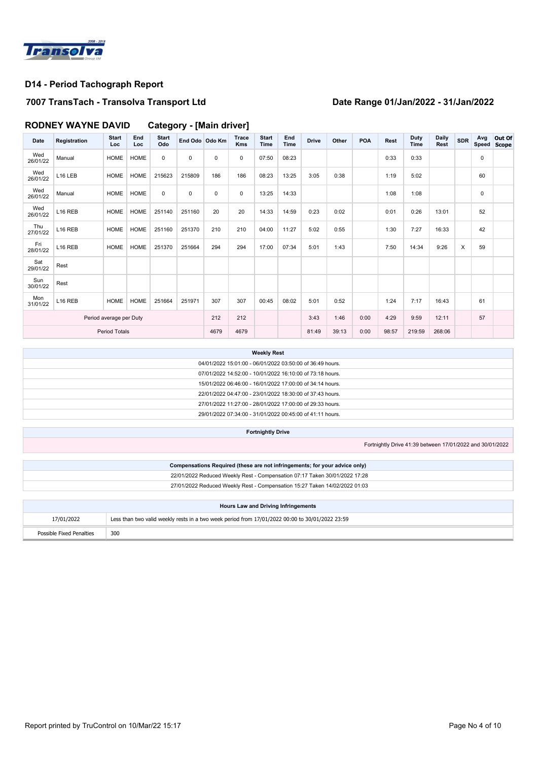## D14 - Period Tachograph Report

### 7007 TransTach - Transolva Transport Ltd

**Date Range 01/Jan/2022 - 31/Jan/2022**

### RODNEY WAYNE DAVID Category - [Main driver]

| Date | Registration | Start Loc | End Loc | Start Odo | End Odo | Odo Km | Trace Kms | Start Time | End Time | Drive | Other | POA | Rest | Duty Time | Daily Rest | SDR | Avg Speed | Out Of Scope |
|---|---|---|---|---|---|---|---|---|---|---|---|---|---|---|---|---|---|---|
| Wed 26/01/22 | Manual | HOME | HOME | 0 | 0 | 0 | 0 | 07:50 | 08:23 | | | | 0:33 | 0:33 | | | 0 | |
| Wed 26/01/22 | L16 LEB | HOME | HOME | 215623 | 215809 | 186 | 186 | 08:23 | 13:25 | 3:05 | 0:38 | | 1:19 | 5:02 | | | 60 | |
| Wed 26/01/22 | Manual | HOME | HOME | 0 | 0 | 0 | 0 | 13:25 | 14:33 | | | | 1:08 | 1:08 | | | 0 | |
| Wed 26/01/22 | L16 REB | HOME | HOME | 251140 | 251160 | 20 | 20 | 14:33 | 14:59 | 0:23 | 0:02 | | 0:01 | 0:26 | 13:01 | | 52 | |
| Thu 27/01/22 | L16 REB | HOME | HOME | 251160 | 251370 | 210 | 210 | 04:00 | 11:27 | 5:02 | 0:55 | | 1:30 | 7:27 | 16:33 | | 42 | |
| Fri 28/01/22 | L16 REB | HOME | HOME | 251370 | 251664 | 294 | 294 | 17:00 | 07:34 | 5:01 | 1:43 | | 7:50 | 14:34 | 9:26 | X | 59 | |
| Sat 29/01/22 | Rest | | | | | | | | | | | | | | | | | |
| Sun 30/01/22 | Rest | | | | | | | | | | | | | | | | | |
| Mon 31/01/22 | L16 REB | HOME | HOME | 251664 | 251971 | 307 | 307 | 00:45 | 08:02 | 5:01 | 0:52 | | 1:24 | 7:17 | 16:43 | | 61 | |
| Period average per Duty | | | | | | 212 | 212 | | | 3:43 | 1:46 | 0:00 | 4:29 | 9:59 | 12:11 | | 57 | |
| Period Totals | | | | | | 4679 | 4679 | | | 81:49 | 39:13 | 0:00 | 98:57 | 219:59 | 268:06 | | | |

| Weekly Rest |
|---|
| 04/01/2022 15:01:00 - 06/01/2022 03:50:00 of 36:49 hours. |
| 07/01/2022 14:52:00 - 10/01/2022 16:10:00 of 73:18 hours. |
| 15/01/2022 06:46:00 - 16/01/2022 17:00:00 of 34:14 hours. |
| 22/01/2022 04:47:00 - 23/01/2022 18:30:00 of 37:43 hours. |
| 27/01/2022 11:27:00 - 28/01/2022 17:00:00 of 29:33 hours. |
| 29/01/2022 07:34:00 - 31/01/2022 00:45:00 of 41:11 hours. |

| Fortnightly Drive |
|---|
| Fortnightly Drive 41:39 between 17/01/2022 and 30/01/2022 |

| Compensations Required (these are not infringements; for your advice only) |
|---|
| 22/01/2022 Reduced Weekly Rest - Compensation 07:17 Taken 30/01/2022 17:28 |
| 27/01/2022 Reduced Weekly Rest - Compensation 15:27 Taken 14/02/2022 01:03 |

| Hours Law and Driving Infringements | |
|---|---|
| 17/01/2022 | Less than two valid weekly rests in a two week period from 17/01/2022 00:00 to 30/01/2022 23:59 |
| Possible Fixed Penalties | 300 |

Report printed by TruControl on 10/Mar/22 15:17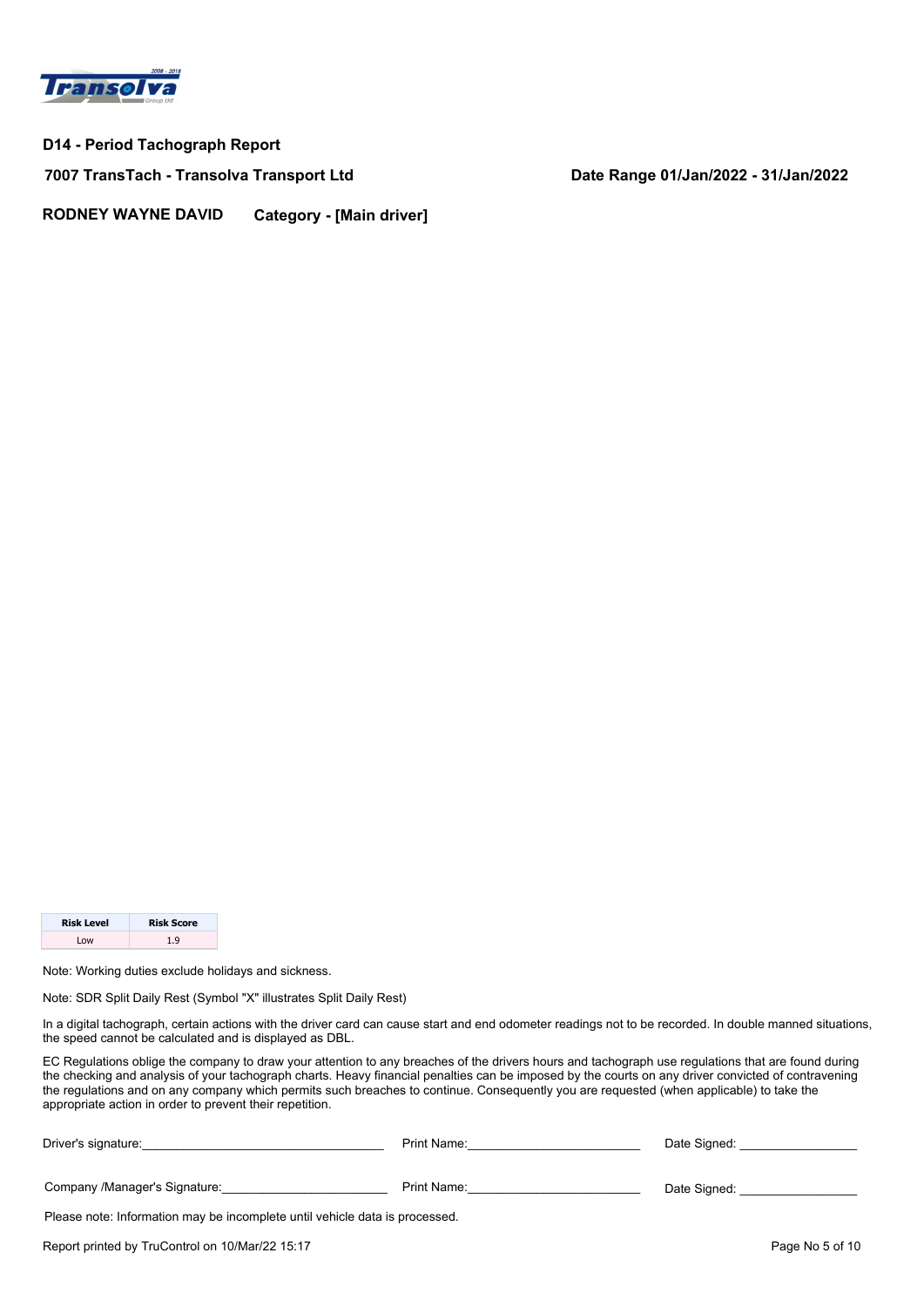## D14 - Period Tachograph Report

**7007 TransTach - Transolva Transport Ltd** **Date Range 01/Jan/2022 - 31/Jan/2022**

**RODNEY WAYNE DAVID** **Category - [Main driver]**

| Risk Level | Risk Score |
| --- | --- |
| Low | 1.9 |

Note: Working duties exclude holidays and sickness.

Note: SDR Split Daily Rest (Symbol "X" illustrates Split Daily Rest)

In a digital tachograph, certain actions with the driver card can cause start and end odometer readings not to be recorded. In double manned situations, the speed cannot be calculated and is displayed as DBL.

EC Regulations oblige the company to draw your attention to any breaches of the drivers hours and tachograph use regulations that are found during the checking and analysis of your tachograph charts. Heavy financial penalties can be imposed by the courts on any driver convicted of contravening the regulations and on any company which permits such breaches to continue. Consequently you are requested (when applicable) to take the appropriate action in order to prevent their repetition.

Driver's signature:_________________________________ Print Name:________________________ Date Signed: ________________

Company /Manager's Signature:_______________________ Print Name:________________________ Date Signed: ________________

Please note: Information may be incomplete until vehicle data is processed.

Report printed by TruControl on 10/Mar/22 15:17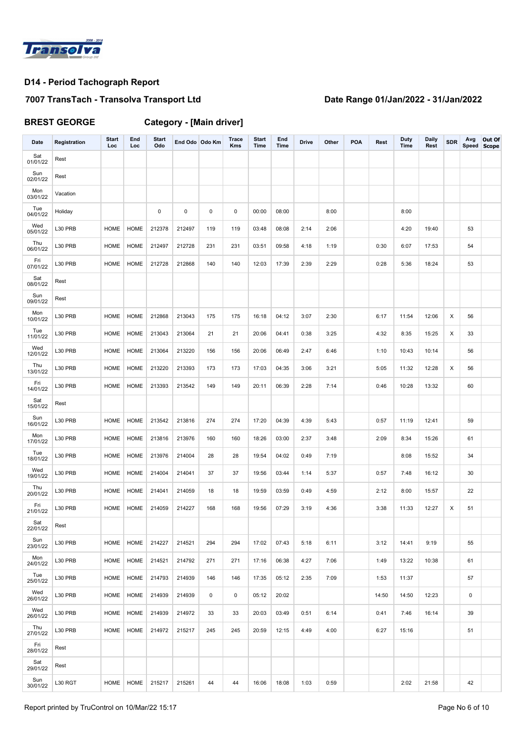## D14 - Period Tachograph Report

### 7007 TransTach - Transolva Transport Ltd

### Date Range 01/Jan/2022 - 31/Jan/2022

**BREST GEORGE** **Category - [Main driver]**

| Date | Registration | Start Loc | End Loc | Start Odo | End Odo | Odo Km | Trace Kms | Start Time | End Time | Drive | Other | POA | Rest | Duty Time | Daily Rest | SDR | Avg Speed | Out Of Scope |
|---|---|---|---|---|---|---|---|---|---|---|---|---|---|---|---|---|---|---|
| Sat 01/01/22 | Rest | | | | | | | | | | | | | | | | | |
| Sun 02/01/22 | Rest | | | | | | | | | | | | | | | | | |
| Mon 03/01/22 | Vacation | | | | | | | | | | | | | | | | | |
| Tue 04/01/22 | Holiday | | | 0 | 0 | 0 | 0 | 00:00 | 08:00 | | 8:00 | | | 8:00 | | | | |
| Wed 05/01/22 | L30 PRB | HOME | HOME | 212378 | 212497 | 119 | 119 | 03:48 | 08:08 | 2:14 | 2:06 | | | 4:20 | 19:40 | | 53 | |
| Thu 06/01/22 | L30 PRB | HOME | HOME | 212497 | 212728 | 231 | 231 | 03:51 | 09:58 | 4:18 | 1:19 | | 0:30 | 6:07 | 17:53 | | 54 | |
| Fri 07/01/22 | L30 PRB | HOME | HOME | 212728 | 212868 | 140 | 140 | 12:03 | 17:39 | 2:39 | 2:29 | | 0:28 | 5:36 | 18:24 | | 53 | |
| Sat 08/01/22 | Rest | | | | | | | | | | | | | | | | | |
| Sun 09/01/22 | Rest | | | | | | | | | | | | | | | | | |
| Mon 10/01/22 | L30 PRB | HOME | HOME | 212868 | 213043 | 175 | 175 | 16:18 | 04:12 | 3:07 | 2:30 | | 6:17 | 11:54 | 12:06 | X | 56 | |
| Tue 11/01/22 | L30 PRB | HOME | HOME | 213043 | 213064 | 21 | 21 | 20:06 | 04:41 | 0:38 | 3:25 | | 4:32 | 8:35 | 15:25 | X | 33 | |
| Wed 12/01/22 | L30 PRB | HOME | HOME | 213064 | 213220 | 156 | 156 | 20:06 | 06:49 | 2:47 | 6:46 | | 1:10 | 10:43 | 10:14 | | 56 | |
| Thu 13/01/22 | L30 PRB | HOME | HOME | 213220 | 213393 | 173 | 173 | 17:03 | 04:35 | 3:06 | 3:21 | | 5:05 | 11:32 | 12:28 | X | 56 | |
| Fri 14/01/22 | L30 PRB | HOME | HOME | 213393 | 213542 | 149 | 149 | 20:11 | 06:39 | 2:28 | 7:14 | | 0:46 | 10:28 | 13:32 | | 60 | |
| Sat 15/01/22 | Rest | | | | | | | | | | | | | | | | | |
| Sun 16/01/22 | L30 PRB | HOME | HOME | 213542 | 213816 | 274 | 274 | 17:20 | 04:39 | 4:39 | 5:43 | | 0:57 | 11:19 | 12:41 | | 59 | |
| Mon 17/01/22 | L30 PRB | HOME | HOME | 213816 | 213976 | 160 | 160 | 18:26 | 03:00 | 2:37 | 3:48 | | 2:09 | 8:34 | 15:26 | | 61 | |
| Tue 18/01/22 | L30 PRB | HOME | HOME | 213976 | 214004 | 28 | 28 | 19:54 | 04:02 | 0:49 | 7:19 | | | 8:08 | 15:52 | | 34 | |
| Wed 19/01/22 | L30 PRB | HOME | HOME | 214004 | 214041 | 37 | 37 | 19:56 | 03:44 | 1:14 | 5:37 | | 0:57 | 7:48 | 16:12 | | 30 | |
| Thu 20/01/22 | L30 PRB | HOME | HOME | 214041 | 214059 | 18 | 18 | 19:59 | 03:59 | 0:49 | 4:59 | | 2:12 | 8:00 | 15:57 | | 22 | |
| Fri 21/01/22 | L30 PRB | HOME | HOME | 214059 | 214227 | 168 | 168 | 19:56 | 07:29 | 3:19 | 4:36 | | 3:38 | 11:33 | 12:27 | X | 51 | |
| Sat 22/01/22 | Rest | | | | | | | | | | | | | | | | | |
| Sun 23/01/22 | L30 PRB | HOME | HOME | 214227 | 214521 | 294 | 294 | 17:02 | 07:43 | 5:18 | 6:11 | | 3:12 | 14:41 | 9:19 | | 55 | |
| Mon 24/01/22 | L30 PRB | HOME | HOME | 214521 | 214792 | 271 | 271 | 17:16 | 06:38 | 4:27 | 7:06 | | 1:49 | 13:22 | 10:38 | | 61 | |
| Tue 25/01/22 | L30 PRB | HOME | HOME | 214793 | 214939 | 146 | 146 | 17:35 | 05:12 | 2:35 | 7:09 | | 1:53 | 11:37 | | | 57 | |
| Wed 26/01/22 | L30 PRB | HOME | HOME | 214939 | 214939 | 0 | 0 | 05:12 | 20:02 | | | | 14:50 | 14:50 | 12:23 | | 0 | |
| Wed 26/01/22 | L30 PRB | HOME | HOME | 214939 | 214972 | 33 | 33 | 20:03 | 03:49 | 0:51 | 6:14 | | 0:41 | 7:46 | 16:14 | | 39 | |
| Thu 27/01/22 | L30 PRB | HOME | HOME | 214972 | 215217 | 245 | 245 | 20:59 | 12:15 | 4:49 | 4:00 | | 6:27 | 15:16 | | | 51 | |
| Fri 28/01/22 | Rest | | | | | | | | | | | | | | | | | |
| Sat 29/01/22 | Rest | | | | | | | | | | | | | | | | | |
| Sun 30/01/22 | L30 RGT | HOME | HOME | 215217 | 215261 | 44 | 44 | 16:06 | 18:08 | 1:03 | 0:59 | | | 2:02 | 21:58 | | 42 | |

Report printed by TruControl on 10/Mar/22 15:17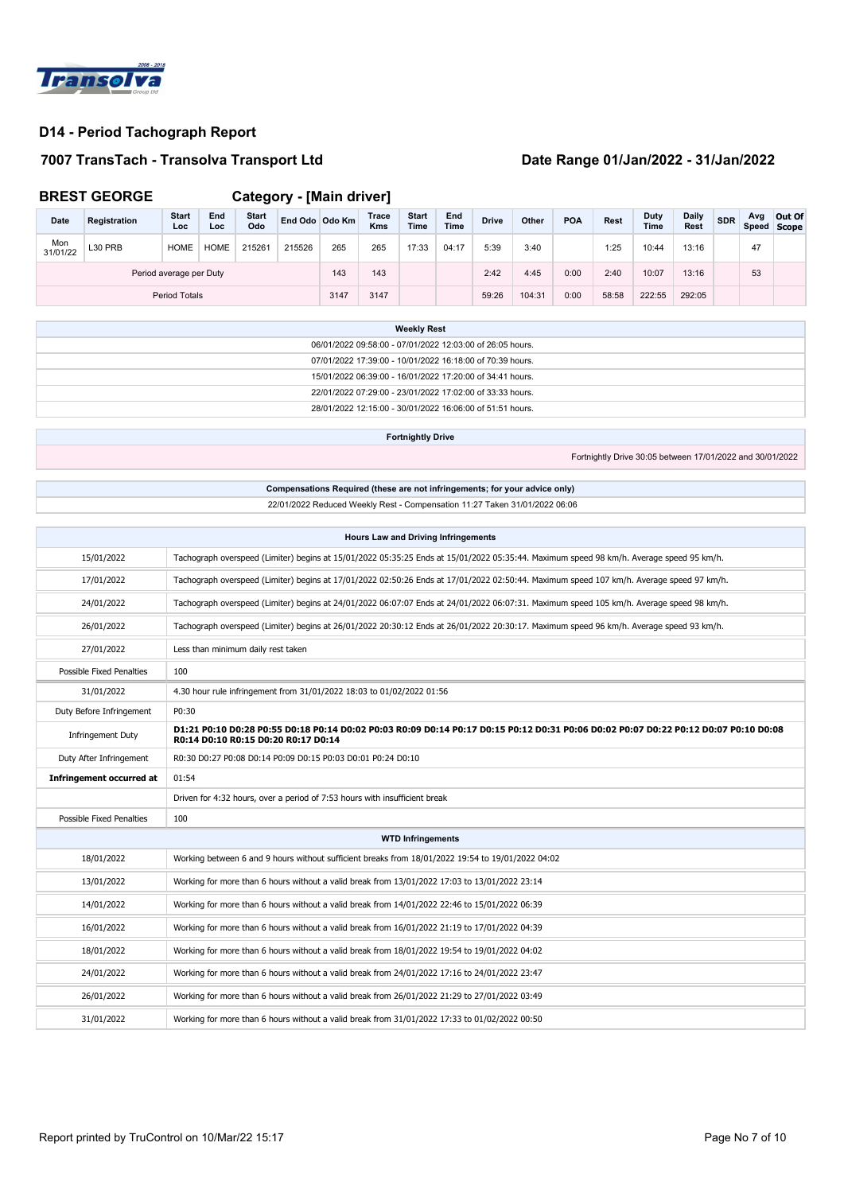## D14 - Period Tachograph Report

### 7007 TransTach - Transolva Transport Ltd

### Date Range 01/Jan/2022 - 31/Jan/2022

### BREST GEORGE

### Category - [Main driver]

| Date | Registration | Start Loc | End Loc | Start Odo | End Odo | Odo Km | Trace Kms | Start Time | End Time | Drive | Other | POA | Rest | Duty Time | Daily Rest | SDR | Avg Speed | Out Of Scope |
|---|---|---|---|---|---|---|---|---|---|---|---|---|---|---|---|---|---|---|
| Mon 31/01/22 | L30 PRB | HOME | HOME | 215261 | 215526 | 265 | 265 | 17:33 | 04:17 | 5:39 | 3:40 | | 1:25 | 10:44 | 13:16 | | 47 | |
| Period average per Duty | | | | | | 143 | 143 | | | 2:42 | 4:45 | 0:00 | 2:40 | 10:07 | 13:16 | | 53 | |
| Period Totals | | | | | | 3147 | 3147 | | | 59:26 | 104:31 | 0:00 | 58:58 | 222:55 | 292:05 | | | |

| Weekly Rest |
|---|
| 06/01/2022 09:58:00 - 07/01/2022 12:03:00 of 26:05 hours. |
| 07/01/2022 17:39:00 - 10/01/2022 16:18:00 of 70:39 hours. |
| 15/01/2022 06:39:00 - 16/01/2022 17:20:00 of 34:41 hours. |
| 22/01/2022 07:29:00 - 23/01/2022 17:02:00 of 33:33 hours. |
| 28/01/2022 12:15:00 - 30/01/2022 16:06:00 of 51:51 hours. |

| Fortnightly Drive |
|---|
| Fortnightly Drive 30:05 between 17/01/2022 and 30/01/2022 |

| Compensations Required (these are not infringements; for your advice only) |
|---|
| 22/01/2022 Reduced Weekly Rest - Compensation 11:27 Taken 31/01/2022 06:06 |

| Hours Law and Driving Infringements | |
|---|---|
| 15/01/2022 | Tachograph overspeed (Limiter) begins at 15/01/2022 05:35:25 Ends at 15/01/2022 05:35:44. Maximum speed 98 km/h. Average speed 95 km/h. |
| 17/01/2022 | Tachograph overspeed (Limiter) begins at 17/01/2022 02:50:26 Ends at 17/01/2022 02:50:44. Maximum speed 107 km/h. Average speed 97 km/h. |
| 24/01/2022 | Tachograph overspeed (Limiter) begins at 24/01/2022 06:07:07 Ends at 24/01/2022 06:07:31. Maximum speed 105 km/h. Average speed 98 km/h. |
| 26/01/2022 | Tachograph overspeed (Limiter) begins at 26/01/2022 20:30:12 Ends at 26/01/2022 20:30:17. Maximum speed 96 km/h. Average speed 93 km/h. |
| 27/01/2022 | Less than minimum daily rest taken |
| Possible Fixed Penalties | 100 |
| 31/01/2022 | 4.30 hour rule infringement from 31/01/2022 18:03 to 01/02/2022 01:56 |
| Duty Before Infringement | P0:30 |
| Infringement Duty | **D1:21 P0:10 D0:28 P0:55 D0:18 P0:14 D0:02 P0:03 R0:09 D0:14 P0:17 D0:15 P0:12 D0:31 P0:06 D0:02 P0:07 D0:22 P0:12 D0:07 P0:10 D0:08 R0:14 D0:10 R0:15 D0:20 R0:17 D0:14** |
| Duty After Infringement | R0:30 D0:27 P0:08 D0:14 P0:09 D0:15 P0:03 D0:01 P0:24 D0:10 |
| **Infringement occurred at** | 01:54 |
| | Driven for 4:32 hours, over a period of 7:53 hours with insufficient break |
| Possible Fixed Penalties | 100 |

| WTD Infringements | |
|---|---|
| 18/01/2022 | Working between 6 and 9 hours without sufficient breaks from 18/01/2022 19:54 to 19/01/2022 04:02 |
| 13/01/2022 | Working for more than 6 hours without a valid break from 13/01/2022 17:03 to 13/01/2022 23:14 |
| 14/01/2022 | Working for more than 6 hours without a valid break from 14/01/2022 22:46 to 15/01/2022 06:39 |
| 16/01/2022 | Working for more than 6 hours without a valid break from 16/01/2022 21:19 to 17/01/2022 04:39 |
| 18/01/2022 | Working for more than 6 hours without a valid break from 18/01/2022 19:54 to 19/01/2022 04:02 |
| 24/01/2022 | Working for more than 6 hours without a valid break from 24/01/2022 17:16 to 24/01/2022 23:47 |
| 26/01/2022 | Working for more than 6 hours without a valid break from 26/01/2022 21:29 to 27/01/2022 03:49 |
| 31/01/2022 | Working for more than 6 hours without a valid break from 31/01/2022 17:33 to 01/02/2022 00:50 |

Report printed by TruControl on 10/Mar/22 15:17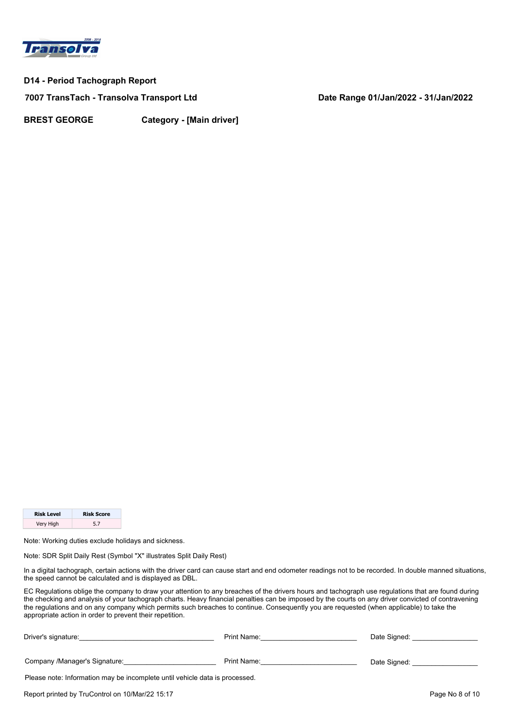## D14 - Period Tachograph Report

**7007 TransTach - Transolva Transport Ltd**

**Date Range 01/Jan/2022 - 31/Jan/2022**

**BREST GEORGE** **Category - [Main driver]**

| Risk Level | Risk Score |
| --- | --- |
| Very High | 5.7 |

Note: Working duties exclude holidays and sickness.

Note: SDR Split Daily Rest (Symbol "X" illustrates Split Daily Rest)

In a digital tachograph, certain actions with the driver card can cause start and end odometer readings not to be recorded. In double manned situations, the speed cannot be calculated and is displayed as DBL.

EC Regulations oblige the company to draw your attention to any breaches of the drivers hours and tachograph use regulations that are found during the checking and analysis of your tachograph charts. Heavy financial penalties can be imposed by the courts on any driver convicted of contravening the regulations and on any company which permits such breaches to continue. Consequently you are requested (when applicable) to take the appropriate action in order to prevent their repetition.

Driver's signature:_________________________________ Print Name:________________________ Date Signed: ________________

Company /Manager's Signature:______________________ Print Name:________________________ Date Signed: ________________

Please note: Information may be incomplete until vehicle data is processed.

Report printed by TruControl on 10/Mar/22 15:17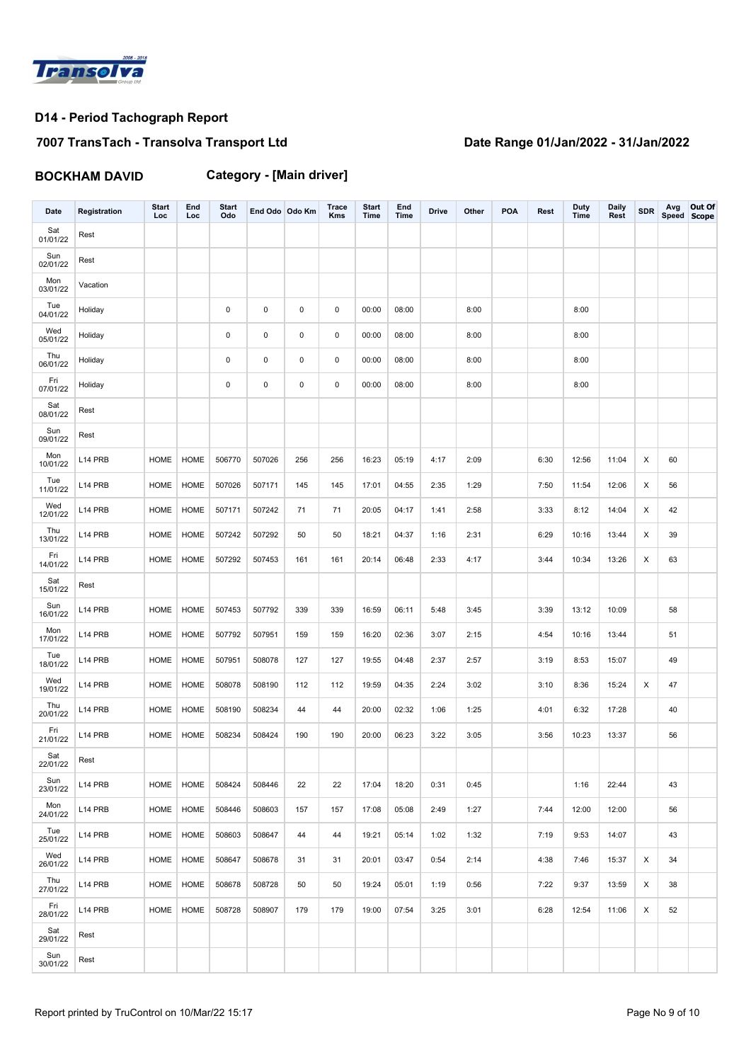Transolva Group Ltd 2008 - 2018

## D14 - Period Tachograph Report

### 7007 TransTach - Transolva Transport Ltd

### Date Range 01/Jan/2022 - 31/Jan/2022

### BOCKHAM DAVID    Category - [Main driver]

| Date | Registration | Start Loc | End Loc | Start Odo | End Odo | Odo Km | Trace Kms | Start Time | End Time | Drive | Other | POA | Rest | Duty Time | Daily Rest | SDR | Avg Speed | Out Of Scope |
|---|---|---|---|---|---|---|---|---|---|---|---|---|---|---|---|---|---|---|
| Sat 01/01/22 | Rest | | | | | | | | | | | | | | | | | |
| Sun 02/01/22 | Rest | | | | | | | | | | | | | | | | | |
| Mon 03/01/22 | Vacation | | | | | | | | | | | | | | | | | |
| Tue 04/01/22 | Holiday | | | 0 | 0 | 0 | 0 | 00:00 | 08:00 | | 8:00 | | | 8:00 | | | | |
| Wed 05/01/22 | Holiday | | | 0 | 0 | 0 | 0 | 00:00 | 08:00 | | 8:00 | | | 8:00 | | | | |
| Thu 06/01/22 | Holiday | | | 0 | 0 | 0 | 0 | 00:00 | 08:00 | | 8:00 | | | 8:00 | | | | |
| Fri 07/01/22 | Holiday | | | 0 | 0 | 0 | 0 | 00:00 | 08:00 | | 8:00 | | | 8:00 | | | | |
| Sat 08/01/22 | Rest | | | | | | | | | | | | | | | | | |
| Sun 09/01/22 | Rest | | | | | | | | | | | | | | | | | |
| Mon 10/01/22 | L14 PRB | HOME | HOME | 506770 | 507026 | 256 | 256 | 16:23 | 05:19 | 4:17 | 2:09 | | 6:30 | 12:56 | 11:04 | X | 60 | |
| Tue 11/01/22 | L14 PRB | HOME | HOME | 507026 | 507171 | 145 | 145 | 17:01 | 04:55 | 2:35 | 1:29 | | 7:50 | 11:54 | 12:06 | X | 56 | |
| Wed 12/01/22 | L14 PRB | HOME | HOME | 507171 | 507242 | 71 | 71 | 20:05 | 04:17 | 1:41 | 2:58 | | 3:33 | 8:12 | 14:04 | X | 42 | |
| Thu 13/01/22 | L14 PRB | HOME | HOME | 507242 | 507292 | 50 | 50 | 18:21 | 04:37 | 1:16 | 2:31 | | 6:29 | 10:16 | 13:44 | X | 39 | |
| Fri 14/01/22 | L14 PRB | HOME | HOME | 507292 | 507453 | 161 | 161 | 20:14 | 06:48 | 2:33 | 4:17 | | 3:44 | 10:34 | 13:26 | X | 63 | |
| Sat 15/01/22 | Rest | | | | | | | | | | | | | | | | | |
| Sun 16/01/22 | L14 PRB | HOME | HOME | 507453 | 507792 | 339 | 339 | 16:59 | 06:11 | 5:48 | 3:45 | | 3:39 | 13:12 | 10:09 | | 58 | |
| Mon 17/01/22 | L14 PRB | HOME | HOME | 507792 | 507951 | 159 | 159 | 16:20 | 02:36 | 3:07 | 2:15 | | 4:54 | 10:16 | 13:44 | | 51 | |
| Tue 18/01/22 | L14 PRB | HOME | HOME | 507951 | 508078 | 127 | 127 | 19:55 | 04:48 | 2:37 | 2:57 | | 3:19 | 8:53 | 15:07 | | 49 | |
| Wed 19/01/22 | L14 PRB | HOME | HOME | 508078 | 508190 | 112 | 112 | 19:59 | 04:35 | 2:24 | 3:02 | | 3:10 | 8:36 | 15:24 | X | 47 | |
| Thu 20/01/22 | L14 PRB | HOME | HOME | 508190 | 508234 | 44 | 44 | 20:00 | 02:32 | 1:06 | 1:25 | | 4:01 | 6:32 | 17:28 | | 40 | |
| Fri 21/01/22 | L14 PRB | HOME | HOME | 508234 | 508424 | 190 | 190 | 20:00 | 06:23 | 3:22 | 3:05 | | 3:56 | 10:23 | 13:37 | | 56 | |
| Sat 22/01/22 | Rest | | | | | | | | | | | | | | | | | |
| Sun 23/01/22 | L14 PRB | HOME | HOME | 508424 | 508446 | 22 | 22 | 17:04 | 18:20 | 0:31 | 0:45 | | | 1:16 | 22:44 | | 43 | |
| Mon 24/01/22 | L14 PRB | HOME | HOME | 508446 | 508603 | 157 | 157 | 17:08 | 05:08 | 2:49 | 1:27 | | 7:44 | 12:00 | 12:00 | | 56 | |
| Tue 25/01/22 | L14 PRB | HOME | HOME | 508603 | 508647 | 44 | 44 | 19:21 | 05:14 | 1:02 | 1:32 | | 7:19 | 9:53 | 14:07 | | 43 | |
| Wed 26/01/22 | L14 PRB | HOME | HOME | 508647 | 508678 | 31 | 31 | 20:01 | 03:47 | 0:54 | 2:14 | | 4:38 | 7:46 | 15:37 | X | 34 | |
| Thu 27/01/22 | L14 PRB | HOME | HOME | 508678 | 508728 | 50 | 50 | 19:24 | 05:01 | 1:19 | 0:56 | | 7:22 | 9:37 | 13:59 | X | 38 | |
| Fri 28/01/22 | L14 PRB | HOME | HOME | 508728 | 508907 | 179 | 179 | 19:00 | 07:54 | 3:25 | 3:01 | | 6:28 | 12:54 | 11:06 | X | 52 | |
| Sat 29/01/22 | Rest | | | | | | | | | | | | | | | | | |
| Sun 30/01/22 | Rest | | | | | | | | | | | | | | | | | |

Report printed by TruControl on 10/Mar/22 15:17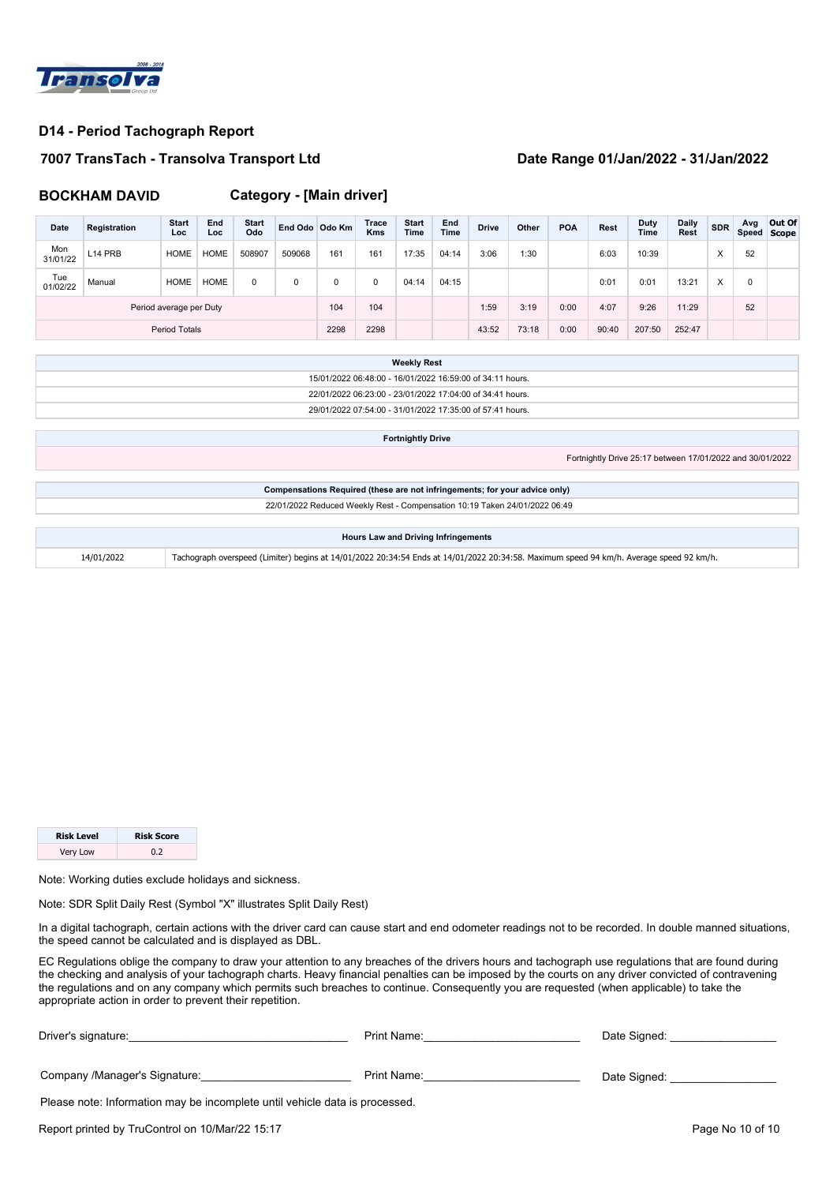## D14 - Period Tachograph Report

### 7007 TransTach - Transolva Transport Ltd

### Date Range 01/Jan/2022 - 31/Jan/2022

**BOCKHAM DAVID** **Category - [Main driver]**

| Date | Registration | Start Loc | End Loc | Start Odo | End Odo | Odo Km | Trace Kms | Start Time | End Time | Drive | Other | POA | Rest | Duty Time | Daily Rest | SDR | Avg Speed | Out Of Scope |
|---|---|---|---|---|---|---|---|---|---|---|---|---|---|---|---|---|---|---|
| Mon 31/01/22 | L14 PRB | HOME | HOME | 508907 | 509068 | 161 | 161 | 17:35 | 04:14 | 3:06 | 1:30 | | 6:03 | 10:39 | | X | 52 | |
| Tue 01/02/22 | Manual | HOME | HOME | 0 | 0 | 0 | 0 | 04:14 | 04:15 | | | | 0:01 | 0:01 | 13:21 | X | 0 | |
| Period average per Duty | | | | | | 104 | 104 | | | 1:59 | 3:19 | 0:00 | 4:07 | 9:26 | 11:29 | | 52 | |
| Period Totals | | | | | | 2298 | 2298 | | | 43:52 | 73:18 | 0:00 | 90:40 | 207:50 | 252:47 | | | |

| Weekly Rest |
|---|
| 15/01/2022 06:48:00 - 16/01/2022 16:59:00 of 34:11 hours. |
| 22/01/2022 06:23:00 - 23/01/2022 17:04:00 of 34:41 hours. |
| 29/01/2022 07:54:00 - 31/01/2022 17:35:00 of 57:41 hours. |

| Fortnightly Drive |
|---|
| Fortnightly Drive 25:17 between 17/01/2022 and 30/01/2022 |

| Compensations Required (these are not infringements; for your advice only) |
|---|
| 22/01/2022 Reduced Weekly Rest - Compensation 10:19 Taken 24/01/2022 06:49 |

| Hours Law and Driving Infringements | |
|---|---|
| 14/01/2022 | Tachograph overspeed (Limiter) begins at 14/01/2022 20:34:54 Ends at 14/01/2022 20:34:58. Maximum speed 94 km/h. Average speed 92 km/h. |

| Risk Level | Risk Score |
|---|---|
| Very Low | 0.2 |

Note: Working duties exclude holidays and sickness.

Note: SDR Split Daily Rest (Symbol "X" illustrates Split Daily Rest)

In a digital tachograph, certain actions with the driver card can cause start and end odometer readings not to be recorded. In double manned situations, the speed cannot be calculated and is displayed as DBL.

EC Regulations oblige the company to draw your attention to any breaches of the drivers hours and tachograph use regulations that are found during the checking and analysis of your tachograph charts. Heavy financial penalties can be imposed by the courts on any driver convicted of contravening the regulations and on any company which permits such breaches to continue. Consequently you are requested (when applicable) to take the appropriate action in order to prevent their repetition.

Driver's signature:_________________________________ Print Name:________________________ Date Signed: ________________

Company /Manager's Signature:_______________________ Print Name:________________________ Date Signed: ________________

Please note: Information may be incomplete until vehicle data is processed.

Report printed by TruControl on 10/Mar/22 15:17